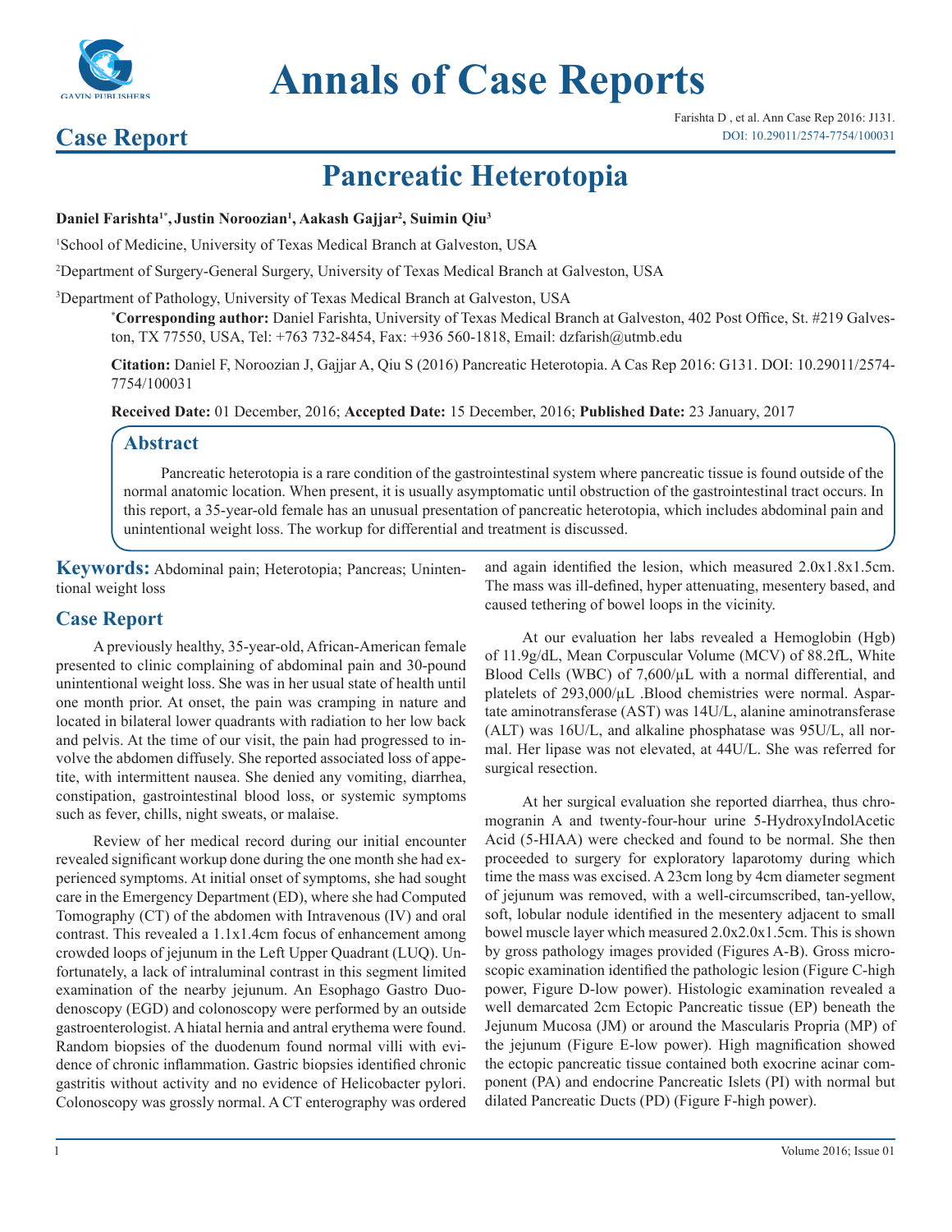# Case Report

# Pancreatic Heterotopia

**Daniel Farishta[1*], Justin Noroozian[1], Aakash Gajjar[2], Suimin Qiu[3]**

[1]School of Medicine, University of Texas Medical Branch at Galveston, USA

[2]Department of Surgery-General Surgery, University of Texas Medical Branch at Galveston, USA

[3]Department of Pathology, University of Texas Medical Branch at Galveston, USA

**[*]Corresponding author:** Daniel Farishta, University of Texas Medical Branch at Galveston, 402 Post Office, St. #219 Galveston, TX 77550, USA, Tel: +763 732-8454, Fax: +936 560-1818, Email: dzfarish@utmb.edu

**Citation:** Daniel F, Noroozian J, Gajjar A, Qiu S (2016) Pancreatic Heterotopia. A Cas Rep 2016: G131. DOI: 10.29011/2574-7754/100031

**Received Date:** 01 December, 2016; **Accepted Date:** 15 December, 2016; **Published Date:** 23 January, 2017

## Abstract

Pancreatic heterotopia is a rare condition of the gastrointestinal system where pancreatic tissue is found outside of the normal anatomic location. When present, it is usually asymptomatic until obstruction of the gastrointestinal tract occurs. In this report, a 35-year-old female has an unusual presentation of pancreatic heterotopia, which includes abdominal pain and unintentional weight loss. The workup for differential and treatment is discussed.

**Keywords:** Abdominal pain; Heterotopia; Pancreas; Unintentional weight loss

## Case Report

A previously healthy, 35-year-old, African-American female presented to clinic complaining of abdominal pain and 30-pound unintentional weight loss. She was in her usual state of health until one month prior. At onset, the pain was cramping in nature and located in bilateral lower quadrants with radiation to her low back and pelvis. At the time of our visit, the pain had progressed to involve the abdomen diffusely. She reported associated loss of appetite, with intermittent nausea. She denied any vomiting, diarrhea, constipation, gastrointestinal blood loss, or systemic symptoms such as fever, chills, night sweats, or malaise.

Review of her medical record during our initial encounter revealed significant workup done during the one month she had experienced symptoms. At initial onset of symptoms, she had sought care in the Emergency Department (ED), where she had Computed Tomography (CT) of the abdomen with Intravenous (IV) and oral contrast. This revealed a 1.1x1.4cm focus of enhancement among crowded loops of jejunum in the Left Upper Quadrant (LUQ). Unfortunately, a lack of intraluminal contrast in this segment limited examination of the nearby jejunum. An Esophago Gastro Duodenoscopy (EGD) and colonoscopy were performed by an outside gastroenterologist. A hiatal hernia and antral erythema were found. Random biopsies of the duodenum found normal villi with evidence of chronic inflammation. Gastric biopsies identified chronic gastritis without activity and no evidence of Helicobacter pylori. Colonoscopy was grossly normal. A CT enterography was ordered and again identified the lesion, which measured 2.0x1.8x1.5cm. The mass was ill-defined, hyper attenuating, mesentery based, and caused tethering of bowel loops in the vicinity.

At our evaluation her labs revealed a Hemoglobin (Hgb) of 11.9g/dL, Mean Corpuscular Volume (MCV) of 88.2fL, White Blood Cells (WBC) of 7,600/µL with a normal differential, and platelets of 293,000/µL .Blood chemistries were normal. Aspartate aminotransferase (AST) was 14U/L, alanine aminotransferase (ALT) was 16U/L, and alkaline phosphatase was 95U/L, all normal. Her lipase was not elevated, at 44U/L. She was referred for surgical resection.

At her surgical evaluation she reported diarrhea, thus chromogranin A and twenty-four-hour urine 5-HydroxyIndolAcetic Acid (5-HIAA) were checked and found to be normal. She then proceeded to surgery for exploratory laparotomy during which time the mass was excised. A 23cm long by 4cm diameter segment of jejunum was removed, with a well-circumscribed, tan-yellow, soft, lobular nodule identified in the mesentery adjacent to small bowel muscle layer which measured 2.0x2.0x1.5cm. This is shown by gross pathology images provided (Figures A-B). Gross microscopic examination identified the pathologic lesion (Figure C-high power, Figure D-low power). Histologic examination revealed a well demarcated 2cm Ectopic Pancreatic tissue (EP) beneath the Jejunum Mucosa (JM) or around the Mascularis Propria (MP) of the jejunum (Figure E-low power). High magnification showed the ectopic pancreatic tissue contained both exocrine acinar component (PA) and endocrine Pancreatic Islets (PI) with normal but dilated Pancreatic Ducts (PD) (Figure F-high power).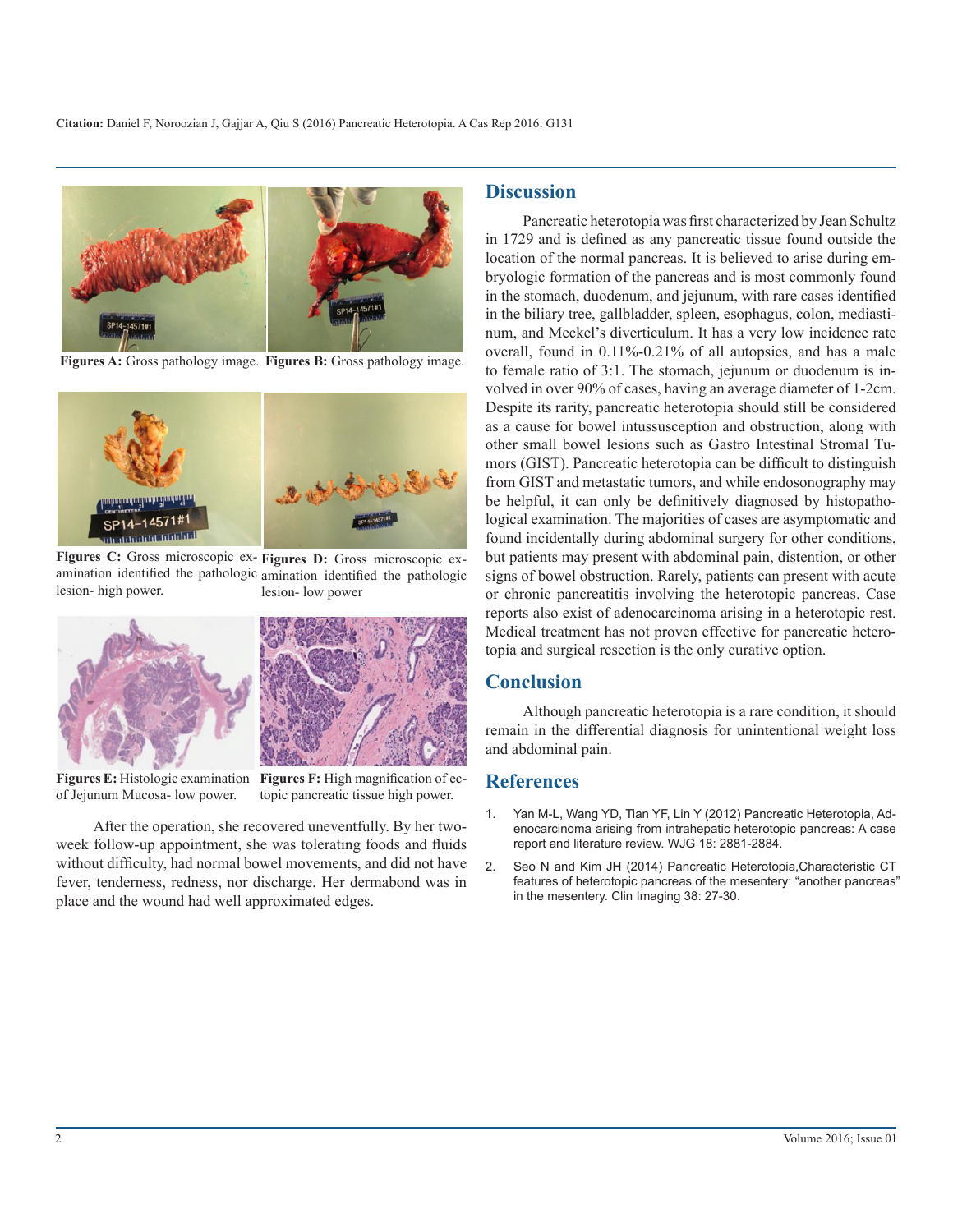**Figures A:** Gross pathology image.

**Figures B:** Gross pathology image.

**Figures C:** Gross microscopic examination identified the pathologic lesion- high power.

**Figures D:** Gross microscopic examination identified the pathologic lesion- low power

**Figures E:** Histologic examination of Jejunum Mucosa- low power.

**Figures F:** High magnification of ectopic pancreatic tissue high power.

After the operation, she recovered uneventfully. By her two-week follow-up appointment, she was tolerating foods and fluids without difficulty, had normal bowel movements, and did not have fever, tenderness, redness, nor discharge. Her dermabond was in place and the wound had well approximated edges.

## Discussion

Pancreatic heterotopia was first characterized by Jean Schultz in 1729 and is defined as any pancreatic tissue found outside the location of the normal pancreas. It is believed to arise during embryologic formation of the pancreas and is most commonly found in the stomach, duodenum, and jejunum, with rare cases identified in the biliary tree, gallbladder, spleen, esophagus, colon, mediastinum, and Meckel's diverticulum. It has a very low incidence rate overall, found in 0.11%-0.21% of all autopsies, and has a male to female ratio of 3:1. The stomach, jejunum or duodenum is involved in over 90% of cases, having an average diameter of 1-2cm. Despite its rarity, pancreatic heterotopia should still be considered as a cause for bowel intussusception and obstruction, along with other small bowel lesions such as Gastro Intestinal Stromal Tumors (GIST). Pancreatic heterotopia can be difficult to distinguish from GIST and metastatic tumors, and while endosonography may be helpful, it can only be definitively diagnosed by histopathological examination. The majorities of cases are asymptomatic and found incidentally during abdominal surgery for other conditions, but patients may present with abdominal pain, distention, or other signs of bowel obstruction. Rarely, patients can present with acute or chronic pancreatitis involving the heterotopic pancreas. Case reports also exist of adenocarcinoma arising in a heterotopic rest. Medical treatment has not proven effective for pancreatic heterotopia and surgical resection is the only curative option.

## Conclusion

Although pancreatic heterotopia is a rare condition, it should remain in the differential diagnosis for unintentional weight loss and abdominal pain.

## References

1. Yan M-L, Wang YD, Tian YF, Lin Y (2012) Pancreatic Heterotopia, Adenocarcinoma arising from intrahepatic heterotopic pancreas: A case report and literature review. WJG 18: 2881-2884.
2. Seo N and Kim JH (2014) Pancreatic Heterotopia,Characteristic CT features of heterotopic pancreas of the mesentery: "another pancreas" in the mesentery. Clin Imaging 38: 27-30.